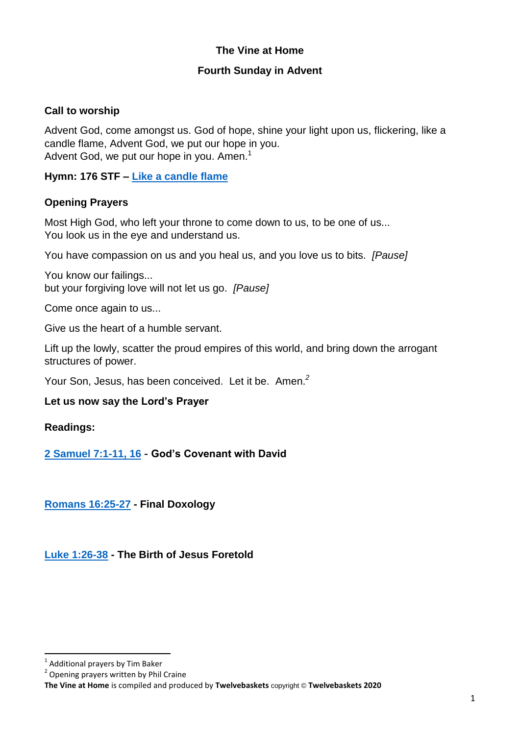# The Vine at Home

## Fourth Sunday in Advent

### Call to worship

Advent God, come amongst us. God of hope, shine your light upon us, flickering, like a candle flame, Advent God, we put our hope in you.
Advent God, we put our hope in you. Amen.[1]

### Hymn: 176 STF – Like a candle flame

### Opening Prayers

Most High God, who left your throne to come down to us, to be one of us...
You look us in the eye and understand us.

You have compassion on us and you heal us, and you love us to bits. *[Pause]*

You know our failings...
but your forgiving love will not let us go. *[Pause]*

Come once again to us...

Give us the heart of a humble servant.

Lift up the lowly, scatter the proud empires of this world, and bring down the arrogant structures of power.

Your Son, Jesus, has been conceived. Let it be. Amen.[2]

**Let us now say the Lord's Prayer**

**Readings:**

**2 Samuel 7:1-11, 16 - God's Covenant with David**

**Romans 16:25-27 - Final Doxology**

**Luke 1:26-38 - The Birth of Jesus Foretold**

---

[1] Additional prayers by Tim Baker
[2] Opening prayers written by Phil Craine

**The Vine at Home** is compiled and produced by **Twelvebaskets** copyright © **Twelvebaskets 2020**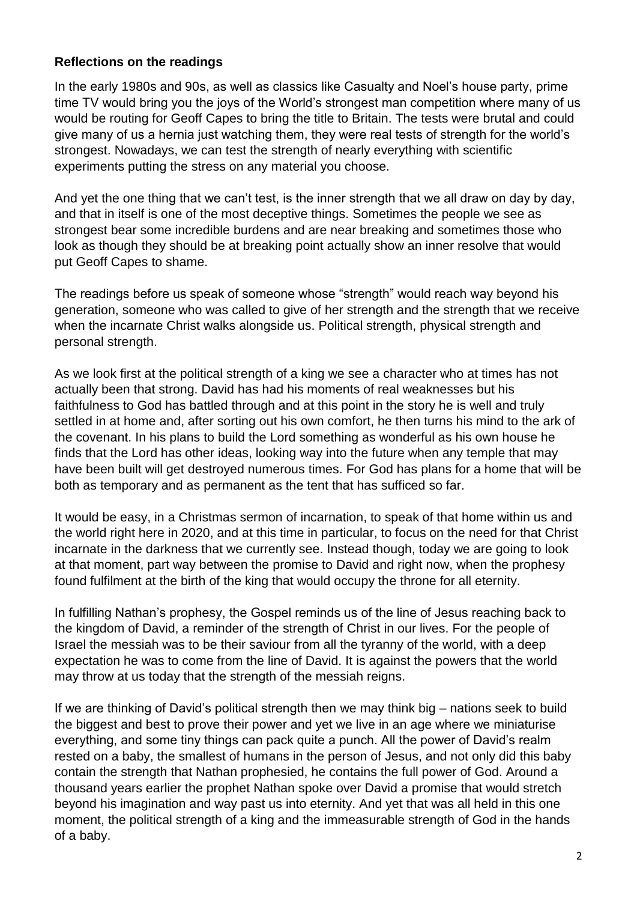**Reflections on the readings**

In the early 1980s and 90s, as well as classics like Casualty and Noel's house party, prime time TV would bring you the joys of the World's strongest man competition where many of us would be routing for Geoff Capes to bring the title to Britain. The tests were brutal and could give many of us a hernia just watching them, they were real tests of strength for the world's strongest. Nowadays, we can test the strength of nearly everything with scientific experiments putting the stress on any material you choose.

And yet the one thing that we can't test, is the inner strength that we all draw on day by day, and that in itself is one of the most deceptive things. Sometimes the people we see as strongest bear some incredible burdens and are near breaking and sometimes those who look as though they should be at breaking point actually show an inner resolve that would put Geoff Capes to shame.

The readings before us speak of someone whose "strength" would reach way beyond his generation, someone who was called to give of her strength and the strength that we receive when the incarnate Christ walks alongside us. Political strength, physical strength and personal strength.

As we look first at the political strength of a king we see a character who at times has not actually been that strong. David has had his moments of real weaknesses but his faithfulness to God has battled through and at this point in the story he is well and truly settled in at home and, after sorting out his own comfort, he then turns his mind to the ark of the covenant. In his plans to build the Lord something as wonderful as his own house he finds that the Lord has other ideas, looking way into the future when any temple that may have been built will get destroyed numerous times. For God has plans for a home that will be both as temporary and as permanent as the tent that has sufficed so far.

It would be easy, in a Christmas sermon of incarnation, to speak of that home within us and the world right here in 2020, and at this time in particular, to focus on the need for that Christ incarnate in the darkness that we currently see. Instead though, today we are going to look at that moment, part way between the promise to David and right now, when the prophesy found fulfilment at the birth of the king that would occupy the throne for all eternity.

In fulfilling Nathan's prophesy, the Gospel reminds us of the line of Jesus reaching back to the kingdom of David, a reminder of the strength of Christ in our lives. For the people of Israel the messiah was to be their saviour from all the tyranny of the world, with a deep expectation he was to come from the line of David. It is against the powers that the world may throw at us today that the strength of the messiah reigns.

If we are thinking of David's political strength then we may think big – nations seek to build the biggest and best to prove their power and yet we live in an age where we miniaturise everything, and some tiny things can pack quite a punch. All the power of David's realm rested on a baby, the smallest of humans in the person of Jesus, and not only did this baby contain the strength that Nathan prophesied, he contains the full power of God. Around a thousand years earlier the prophet Nathan spoke over David a promise that would stretch beyond his imagination and way past us into eternity. And yet that was all held in this one moment, the political strength of a king and the immeasurable strength of God in the hands of a baby.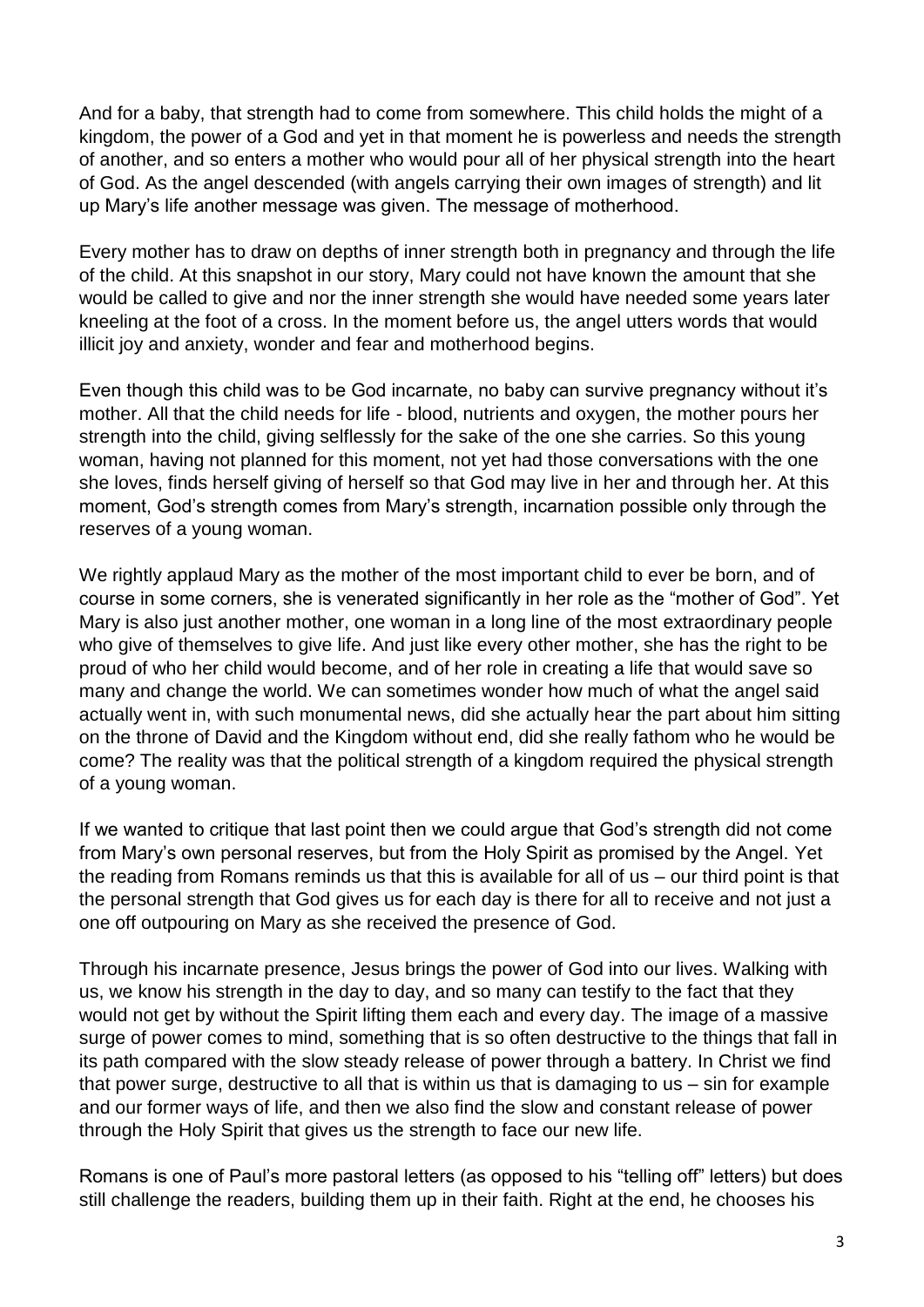And for a baby, that strength had to come from somewhere. This child holds the might of a kingdom, the power of a God and yet in that moment he is powerless and needs the strength of another, and so enters a mother who would pour all of her physical strength into the heart of God. As the angel descended (with angels carrying their own images of strength) and lit up Mary's life another message was given. The message of motherhood.

Every mother has to draw on depths of inner strength both in pregnancy and through the life of the child. At this snapshot in our story, Mary could not have known the amount that she would be called to give and nor the inner strength she would have needed some years later kneeling at the foot of a cross. In the moment before us, the angel utters words that would illicit joy and anxiety, wonder and fear and motherhood begins.

Even though this child was to be God incarnate, no baby can survive pregnancy without it's mother. All that the child needs for life - blood, nutrients and oxygen, the mother pours her strength into the child, giving selflessly for the sake of the one she carries. So this young woman, having not planned for this moment, not yet had those conversations with the one she loves, finds herself giving of herself so that God may live in her and through her. At this moment, God's strength comes from Mary's strength, incarnation possible only through the reserves of a young woman.

We rightly applaud Mary as the mother of the most important child to ever be born, and of course in some corners, she is venerated significantly in her role as the "mother of God". Yet Mary is also just another mother, one woman in a long line of the most extraordinary people who give of themselves to give life. And just like every other mother, she has the right to be proud of who her child would become, and of her role in creating a life that would save so many and change the world. We can sometimes wonder how much of what the angel said actually went in, with such monumental news, did she actually hear the part about him sitting on the throne of David and the Kingdom without end, did she really fathom who he would be come? The reality was that the political strength of a kingdom required the physical strength of a young woman.

If we wanted to critique that last point then we could argue that God's strength did not come from Mary's own personal reserves, but from the Holy Spirit as promised by the Angel. Yet the reading from Romans reminds us that this is available for all of us – our third point is that the personal strength that God gives us for each day is there for all to receive and not just a one off outpouring on Mary as she received the presence of God.

Through his incarnate presence, Jesus brings the power of God into our lives. Walking with us, we know his strength in the day to day, and so many can testify to the fact that they would not get by without the Spirit lifting them each and every day. The image of a massive surge of power comes to mind, something that is so often destructive to the things that fall in its path compared with the slow steady release of power through a battery. In Christ we find that power surge, destructive to all that is within us that is damaging to us – sin for example and our former ways of life, and then we also find the slow and constant release of power through the Holy Spirit that gives us the strength to face our new life.

Romans is one of Paul's more pastoral letters (as opposed to his "telling off" letters) but does still challenge the readers, building them up in their faith. Right at the end, he chooses his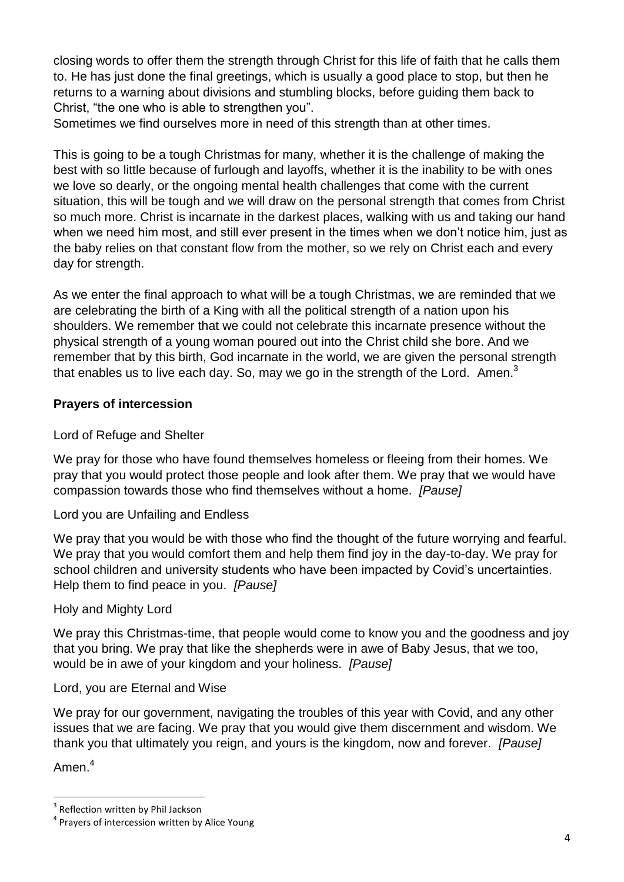closing words to offer them the strength through Christ for this life of faith that he calls them to. He has just done the final greetings, which is usually a good place to stop, but then he returns to a warning about divisions and stumbling blocks, before guiding them back to Christ, "the one who is able to strengthen you".
Sometimes we find ourselves more in need of this strength than at other times.

This is going to be a tough Christmas for many, whether it is the challenge of making the best with so little because of furlough and layoffs, whether it is the inability to be with ones we love so dearly, or the ongoing mental health challenges that come with the current situation, this will be tough and we will draw on the personal strength that comes from Christ so much more. Christ is incarnate in the darkest places, walking with us and taking our hand when we need him most, and still ever present in the times when we don't notice him, just as the baby relies on that constant flow from the mother, so we rely on Christ each and every day for strength.

As we enter the final approach to what will be a tough Christmas, we are reminded that we are celebrating the birth of a King with all the political strength of a nation upon his shoulders. We remember that we could not celebrate this incarnate presence without the physical strength of a young woman poured out into the Christ child she bore. And we remember that by this birth, God incarnate in the world, we are given the personal strength that enables us to live each day. So, may we go in the strength of the Lord. Amen.[3]

## Prayers of intercession

Lord of Refuge and Shelter

We pray for those who have found themselves homeless or fleeing from their homes. We pray that you would protect those people and look after them. We pray that we would have compassion towards those who find themselves without a home. *[Pause]*

Lord you are Unfailing and Endless

We pray that you would be with those who find the thought of the future worrying and fearful. We pray that you would comfort them and help them find joy in the day-to-day. We pray for school children and university students who have been impacted by Covid's uncertainties. Help them to find peace in you. *[Pause]*

Holy and Mighty Lord

We pray this Christmas-time, that people would come to know you and the goodness and joy that you bring. We pray that like the shepherds were in awe of Baby Jesus, that we too, would be in awe of your kingdom and your holiness. *[Pause]*

Lord, you are Eternal and Wise

We pray for our government, navigating the troubles of this year with Covid, and any other issues that we are facing. We pray that you would give them discernment and wisdom. We thank you that ultimately you reign, and yours is the kingdom, now and forever. *[Pause]*

Amen.[4]

---

[3] Reflection written by Phil Jackson

[4] Prayers of intercession written by Alice Young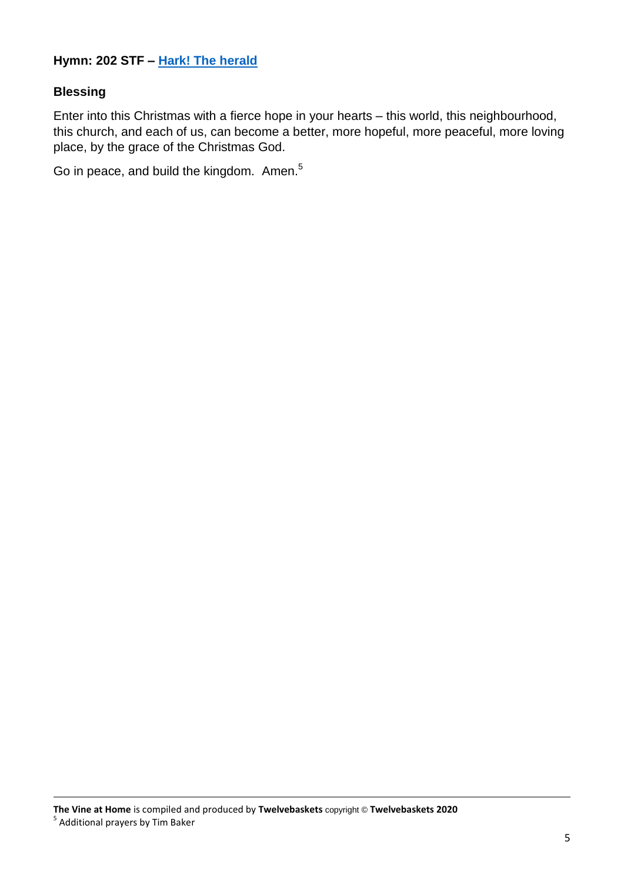**Hymn: 202 STF – Hark! The herald**

### Blessing

Enter into this Christmas with a fierce hope in your hearts – this world, this neighbourhood, this church, and each of us, can become a better, more hopeful, more peaceful, more loving place, by the grace of the Christmas God.

Go in peace, and build the kingdom. Amen.[5]

---

**The Vine at Home** is compiled and produced by **Twelvebaskets** copyright © **Twelvebaskets 2020**

[5] Additional prayers by Tim Baker